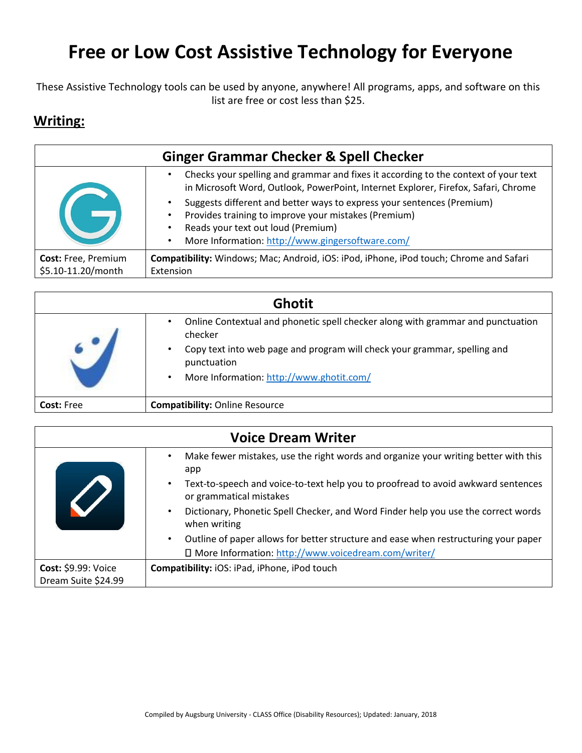# Free or Low Cost Assistive Technology for Everyone

These Assistive Technology tools can be used by anyone, anywhere! All programs, apps, and software on this list are free or cost less than $25.

## Writing:

| Ginger Grammar Checker & Spell Checker | |
|---|---|
| | • Checks your spelling and grammar and fixes it according to the context of your text in Microsoft Word, Outlook, PowerPoint, Internet Explorer, Firefox, Safari, Chrome<br>• Suggests different and better ways to express your sentences (Premium)<br>• Provides training to improve your mistakes (Premium)<br>• Reads your text out loud (Premium)<br>• More Information: http://www.gingersoftware.com/ |
| **Cost:** Free, Premium $5.10-11.20/month | **Compatibility:** Windows; Mac; Android, iOS: iPod, iPhone, iPod touch; Chrome and Safari Extension |

| Ghotit | |
|---|---|
| | • Online Contextual and phonetic spell checker along with grammar and punctuation checker<br>• Copy text into web page and program will check your grammar, spelling and punctuation<br>• More Information: http://www.ghotit.com/ |
| **Cost:** Free | **Compatibility:** Online Resource |

| Voice Dream Writer | |
|---|---|
| | • Make fewer mistakes, use the right words and organize your writing better with this app<br>• Text-to-speech and voice-to-text help you to proofread to avoid awkward sentences or grammatical mistakes<br>• Dictionary, Phonetic Spell Checker, and Word Finder help you use the correct words when writing<br>• Outline of paper allows for better structure and ease when restructuring your paper<br>• More Information: http://www.voicedream.com/writer/ |
| **Cost:** $9.99: Voice Dream Suite $24.99 | **Compatibility:** iOS: iPad, iPhone, iPod touch |

Compiled by Augsburg University - CLASS Office (Disability Resources); Updated: January, 2018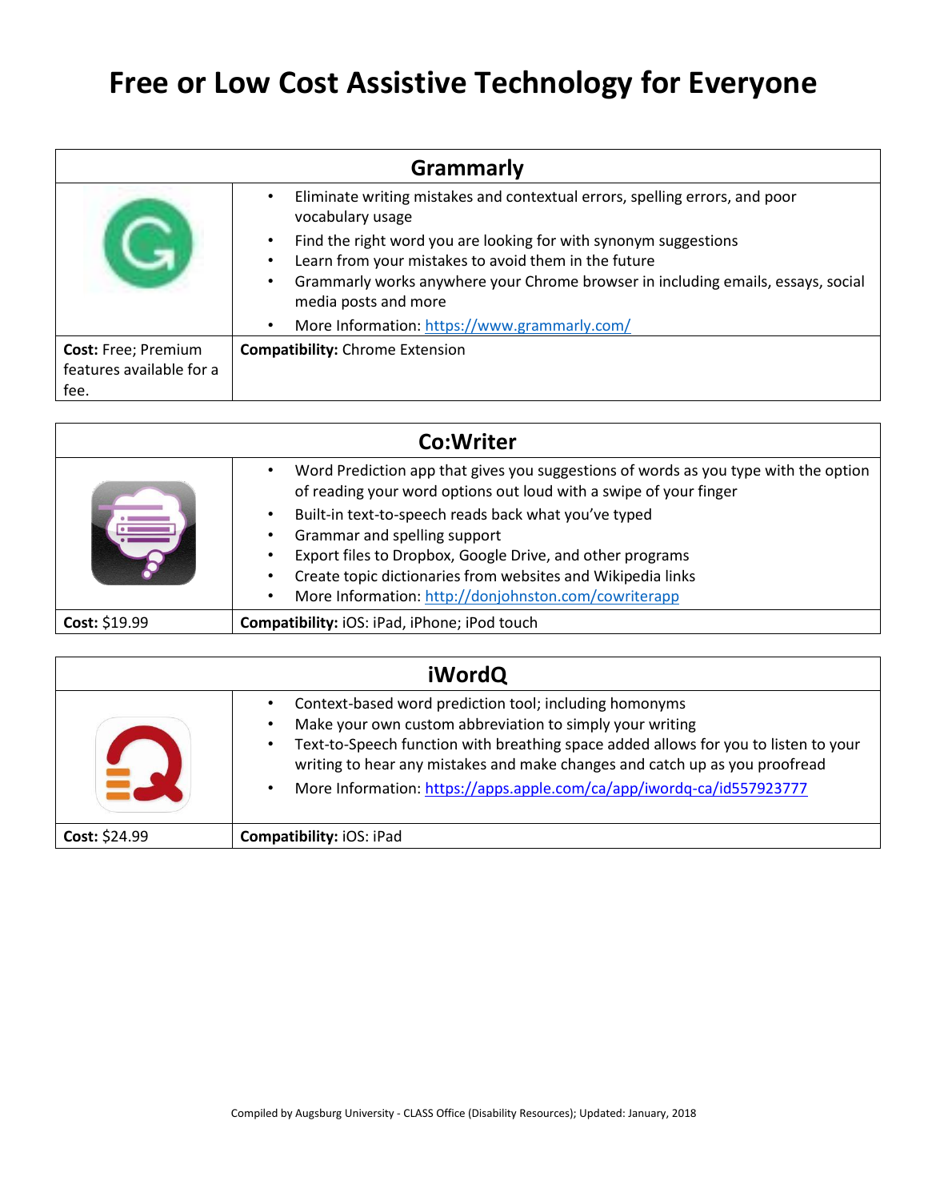# Free or Low Cost Assistive Technology for Everyone

## Grammarly

- Eliminate writing mistakes and contextual errors, spelling errors, and poor vocabulary usage
- Find the right word you are looking for with synonym suggestions
- Learn from your mistakes to avoid them in the future
- Grammarly works anywhere your Chrome browser in including emails, essays, social media posts and more
- More Information: https://www.grammarly.com/

**Cost:** Free; Premium features available for a fee.

**Compatibility:** Chrome Extension

## Co:Writer

- Word Prediction app that gives you suggestions of words as you type with the option of reading your word options out loud with a swipe of your finger
- Built-in text-to-speech reads back what you've typed
- Grammar and spelling support
- Export files to Dropbox, Google Drive, and other programs
- Create topic dictionaries from websites and Wikipedia links
- More Information: http://donjohnston.com/cowriterapp

**Cost:** $19.99

**Compatibility:** iOS: iPad, iPhone; iPod touch

## iWordQ

- Context-based word prediction tool; including homonyms
- Make your own custom abbreviation to simply your writing
- Text-to-Speech function with breathing space added allows for you to listen to your writing to hear any mistakes and make changes and catch up as you proofread
- More Information: https://apps.apple.com/ca/app/iwordq-ca/id557923777

**Cost:** $24.99

**Compatibility:** iOS: iPad

Compiled by Augsburg University - CLASS Office (Disability Resources); Updated: January, 2018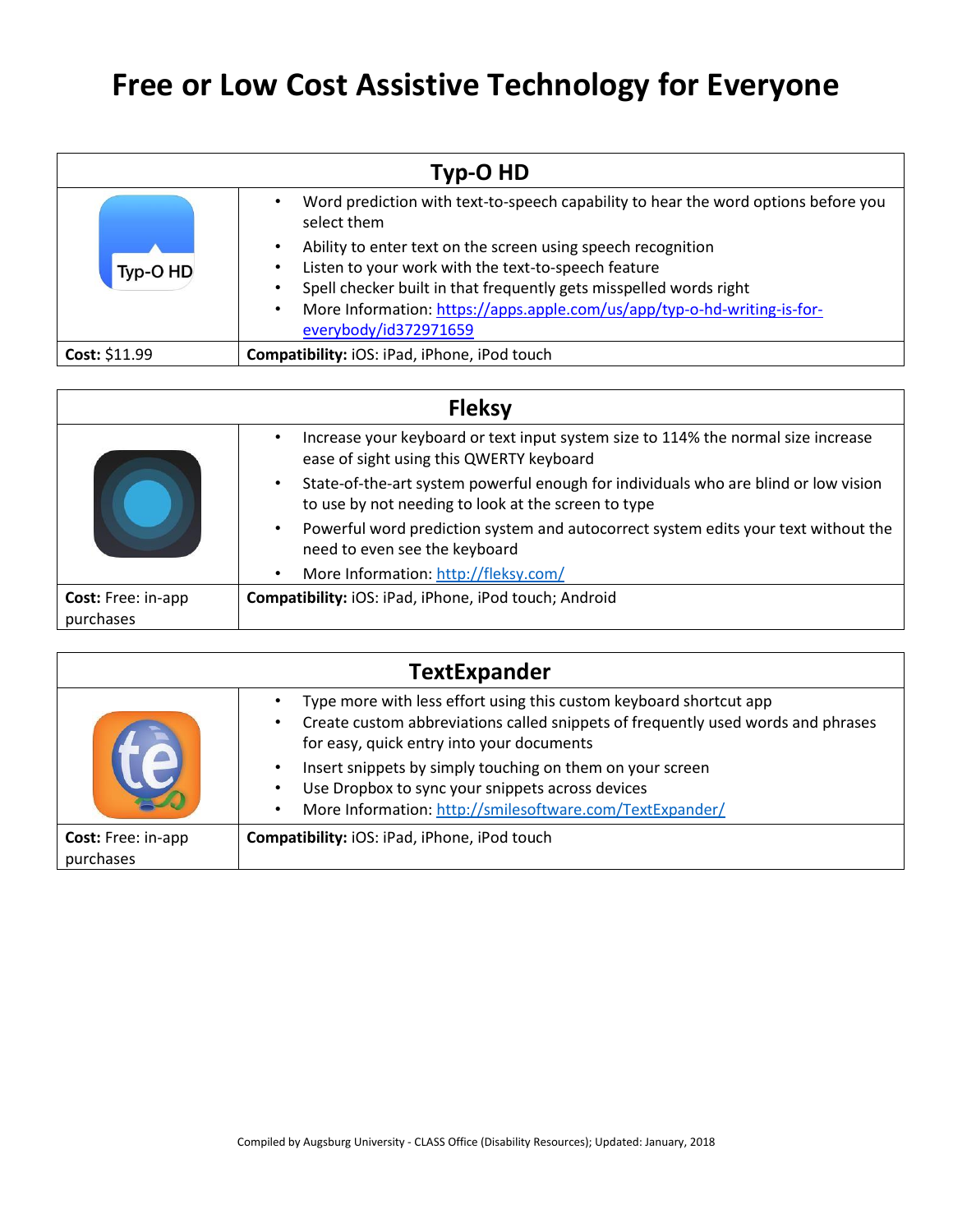# Free or Low Cost Assistive Technology for Everyone

## Typ-O HD

| | |
|---|---|
| Typ-O HD | • Word prediction with text-to-speech capability to hear the word options before you select them<br>• Ability to enter text on the screen using speech recognition<br>• Listen to your work with the text-to-speech feature<br>• Spell checker built in that frequently gets misspelled words right<br>• More Information: https://apps.apple.com/us/app/typ-o-hd-writing-is-for-everybody/id372971659 |
| **Cost:** $11.99 | **Compatibility:** iOS: iPad, iPhone, iPod touch |

## Fleksy

| | |
|---|---|
| | • Increase your keyboard or text input system size to 114% the normal size increase ease of sight using this QWERTY keyboard<br>• State-of-the-art system powerful enough for individuals who are blind or low vision to use by not needing to look at the screen to type<br>• Powerful word prediction system and autocorrect system edits your text without the need to even see the keyboard<br>• More Information: http://fleksy.com/ |
| **Cost:** Free: in-app purchases | **Compatibility:** iOS: iPad, iPhone, iPod touch; Android |

## TextExpander

| | |
|---|---|
| | • Type more with less effort using this custom keyboard shortcut app<br>• Create custom abbreviations called snippets of frequently used words and phrases for easy, quick entry into your documents<br>• Insert snippets by simply touching on them on your screen<br>• Use Dropbox to sync your snippets across devices<br>• More Information: http://smilesoftware.com/TextExpander/ |
| **Cost:** Free: in-app purchases | **Compatibility:** iOS: iPad, iPhone, iPod touch |

Compiled by Augsburg University - CLASS Office (Disability Resources); Updated: January, 2018